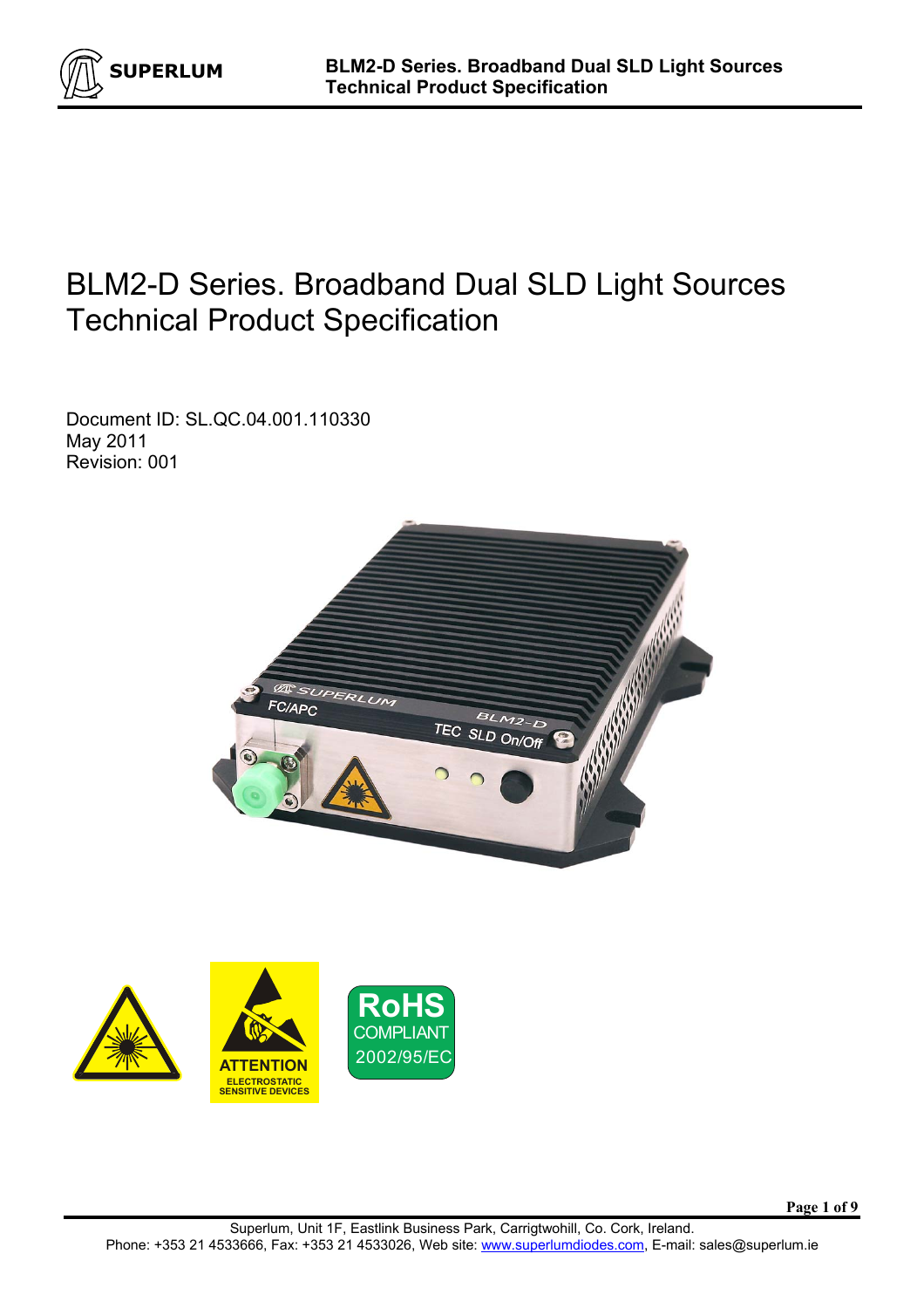# BLM2-D Series. Broadband Dual SLD Light Sources Technical Product Specification

Document ID: SL.QC.04.001.110330
May 2011
Revision: 001

Superlum, Unit 1F, Eastlink Business Park, Carrigtwohill, Co. Cork, Ireland.
Phone: +353 21 4533666, Fax: +353 21 4533026, Web site: www.superlumdiodes.com, E-mail: sales@superlum.ie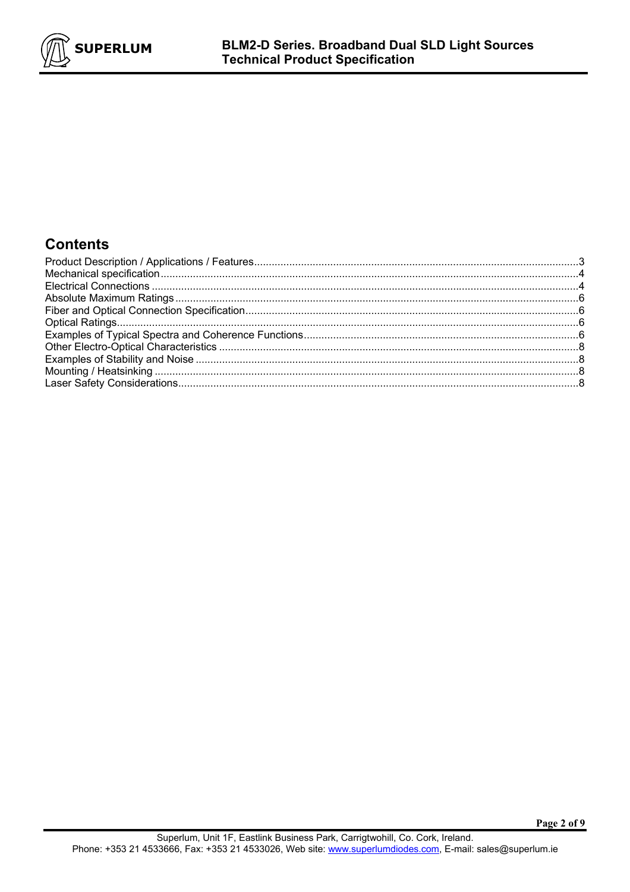## Contents

Product Description / Applications / Features....................3
Mechanical specification....................4
Electrical Connections....................4
Absolute Maximum Ratings....................6
Fiber and Optical Connection Specification....................6
Optical Ratings....................6
Examples of Typical Spectra and Coherence Functions....................6
Other Electro-Optical Characteristics....................8
Examples of Stability and Noise....................8
Mounting / Heatsinking....................8
Laser Safety Considerations....................8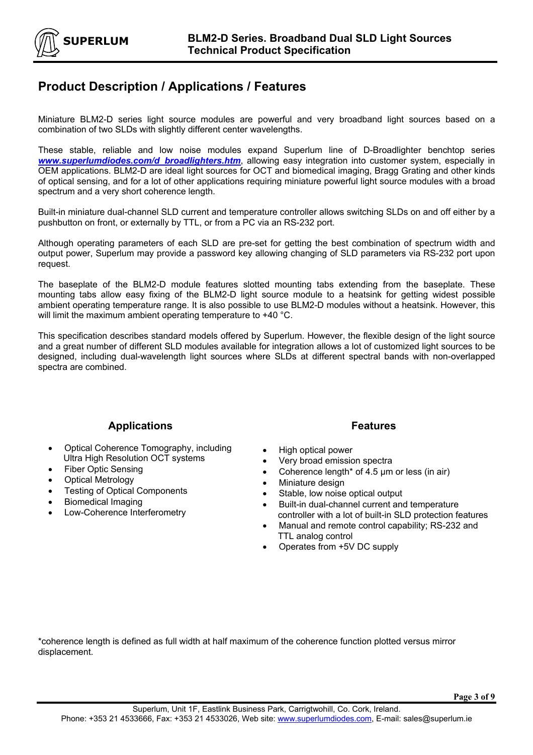## Product Description / Applications / Features

Miniature BLM2-D series light source modules are powerful and very broadband light sources based on a combination of two SLDs with slightly different center wavelengths.

These stable, reliable and low noise modules expand Superlum line of D-Broadlighter benchtop series ***www.superlumdiodes.com/d_broadlighters.htm***, allowing easy integration into customer system, especially in OEM applications. BLM2-D are ideal light sources for OCT and biomedical imaging, Bragg Grating and other kinds of optical sensing, and for a lot of other applications requiring miniature powerful light source modules with a broad spectrum and a very short coherence length.

Built-in miniature dual-channel SLD current and temperature controller allows switching SLDs on and off either by a pushbutton on front, or externally by TTL, or from a PC via an RS-232 port.

Although operating parameters of each SLD are pre-set for getting the best combination of spectrum width and output power, Superlum may provide a password key allowing changing of SLD parameters via RS-232 port upon request.

The baseplate of the BLM2-D module features slotted mounting tabs extending from the baseplate. These mounting tabs allow easy fixing of the BLM2-D light source module to a heatsink for getting widest possible ambient operating temperature range. It is also possible to use BLM2-D modules without a heatsink. However, this will limit the maximum ambient operating temperature to +40 °C.

This specification describes standard models offered by Superlum. However, the flexible design of the light source and a great number of different SLD modules available for integration allows a lot of customized light sources to be designed, including dual-wavelength light sources where SLDs at different spectral bands with non-overlapped spectra are combined.

### Applications

- Optical Coherence Tomography, including Ultra High Resolution OCT systems
- Fiber Optic Sensing
- Optical Metrology
- Testing of Optical Components
- Biomedical Imaging
- Low-Coherence Interferometry

### Features

- High optical power
- Very broad emission spectra
- Coherence length* of 4.5 µm or less (in air)
- Miniature design
- Stable, low noise optical output
- Built-in dual-channel current and temperature controller with a lot of built-in SLD protection features
- Manual and remote control capability; RS-232 and TTL analog control
- Operates from +5V DC supply

*coherence length is defined as full width at half maximum of the coherence function plotted versus mirror displacement.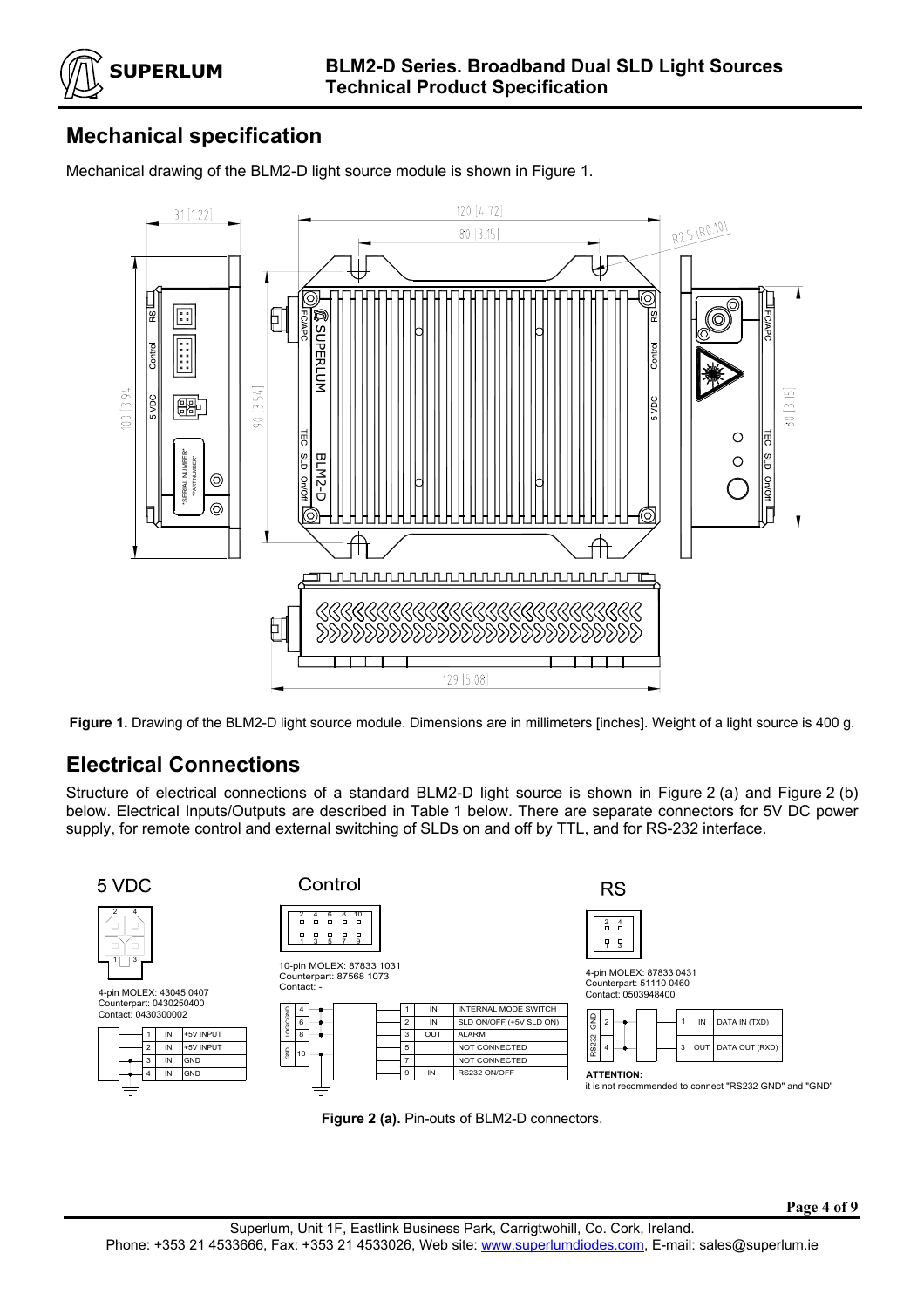## Mechanical specification

Mechanical drawing of the BLM2-D light source module is shown in Figure 1.

**Figure 1.** Drawing of the BLM2-D light source module. Dimensions are in millimeters [inches]. Weight of a light source is 400 g.

## Electrical Connections

Structure of electrical connections of a standard BLM2-D light source is shown in Figure 2 (a) and Figure 2 (b) below. Electrical Inputs/Outputs are described in Table 1 below. There are separate connectors for 5V DC power supply, for remote control and external switching of SLDs on and off by TTL, and for RS-232 interface.

**5 VDC**

4-pin MOLEX: 43045 0407
Counterpart: 0430250400
Contact: 0430300002

| Pin | Direction | Signal |
|---|---|---|
| 1 | IN | +5V INPUT |
| 2 | IN | +5V INPUT |
| 3 | IN | GND |
| 4 | IN | GND |

**Control**

10-pin MOLEX: 87833 1031
Counterpart: 87568 1073
Contact: -

| Pin | Direction | Signal |
|---|---|---|
| 1 | IN | INTERNAL MODE SWITCH |
| 2 | IN | SLD ON/OFF (+5V SLD ON) |
| 3 | OUT | ALARM |
| 5 | | NOT CONNECTED |
| 7 | | NOT CONNECTED |
| 9 | IN | RS232 ON/OFF |
| 4, 6, 8 | | LOGIC GND |
| 10 | | GND |

**RS**

4-pin MOLEX: 87833 0431
Counterpart: 51110 0460
Contact: 0503948400

| Pin | Direction | Signal |
|---|---|---|
| 1 | IN | DATA IN (TXD) |
| 3 | OUT | DATA OUT (RXD) |
| 2, 4 | | RS232 GND |

**ATTENTION:**
it is not recommended to connect "RS232 GND" and "GND"

**Figure 2 (a).** Pin-outs of BLM2-D connectors.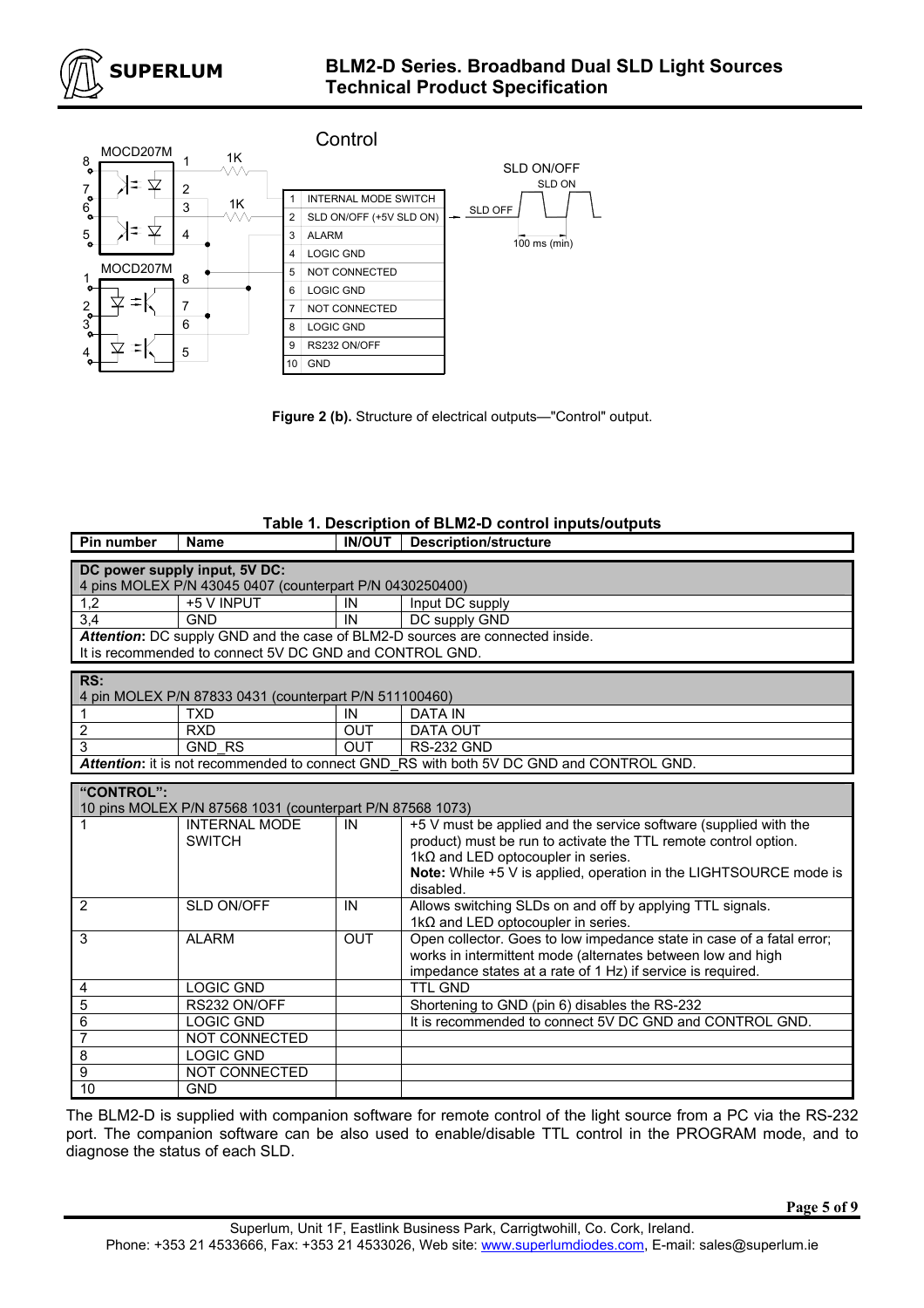Control

| | |
|---|---|
| 1 | INTERNAL MODE SWITCH |
| 2 | SLD ON/OFF (+5V SLD ON) |
| 3 | ALARM |
| 4 | LOGIC GND |
| 5 | NOT CONNECTED |
| 6 | LOGIC GND |
| 7 | NOT CONNECTED |
| 8 | LOGIC GND |
| 9 | RS232 ON/OFF |
| 10 | GND |

**Figure 2 (b).** Structure of electrical outputs—"Control" output.

**Table 1. Description of BLM2-D control inputs/outputs**

| Pin number | Name | IN/OUT | Description/structure |
|---|---|---|---|
| **DC power supply input, 5V DC:** 4 pins MOLEX P/N 43045 0407 (counterpart P/N 0430250400) | | | |
| 1,2 | +5 V INPUT | IN | Input DC supply |
| 3,4 | GND | IN | DC supply GND |
| ***Attention*:** DC supply GND and the case of BLM2-D sources are connected inside. It is recommended to connect 5V DC GND and CONTROL GND. | | | |
| **RS:** 4 pin MOLEX P/N 87833 0431 (counterpart P/N 511100460) | | | |
| 1 | TXD | IN | DATA IN |
| 2 | RXD | OUT | DATA OUT |
| 3 | GND_RS | OUT | RS-232 GND |
| ***Attention*:** it is not recommended to connect GND_RS with both 5V DC GND and CONTROL GND. | | | |
| **"CONTROL":** 10 pins MOLEX P/N 87568 1031 (counterpart P/N 87568 1073) | | | |
| 1 | INTERNAL MODE SWITCH | IN | +5 V must be applied and the service software (supplied with the product) must be run to activate the TTL remote control option. 1kΩ and LED optocoupler in series. **Note:** While +5 V is applied, operation in the LIGHTSOURCE mode is disabled. |
| 2 | SLD ON/OFF | IN | Allows switching SLDs on and off by applying TTL signals. 1kΩ and LED optocoupler in series. |
| 3 | ALARM | OUT | Open collector. Goes to low impedance state in case of a fatal error; works in intermittent mode (alternates between low and high impedance states at a rate of 1 Hz) if service is required. |
| 4 | LOGIC GND | | TTL GND |
| 5 | RS232 ON/OFF | | Shortening to GND (pin 6) disables the RS-232 |
| 6 | LOGIC GND | | It is recommended to connect 5V DC GND and CONTROL GND. |
| 7 | NOT CONNECTED | | |
| 8 | LOGIC GND | | |
| 9 | NOT CONNECTED | | |
| 10 | GND | | |

The BLM2-D is supplied with companion software for remote control of the light source from a PC via the RS-232 port. The companion software can be also used to enable/disable TTL control in the PROGRAM mode, and to diagnose the status of each SLD.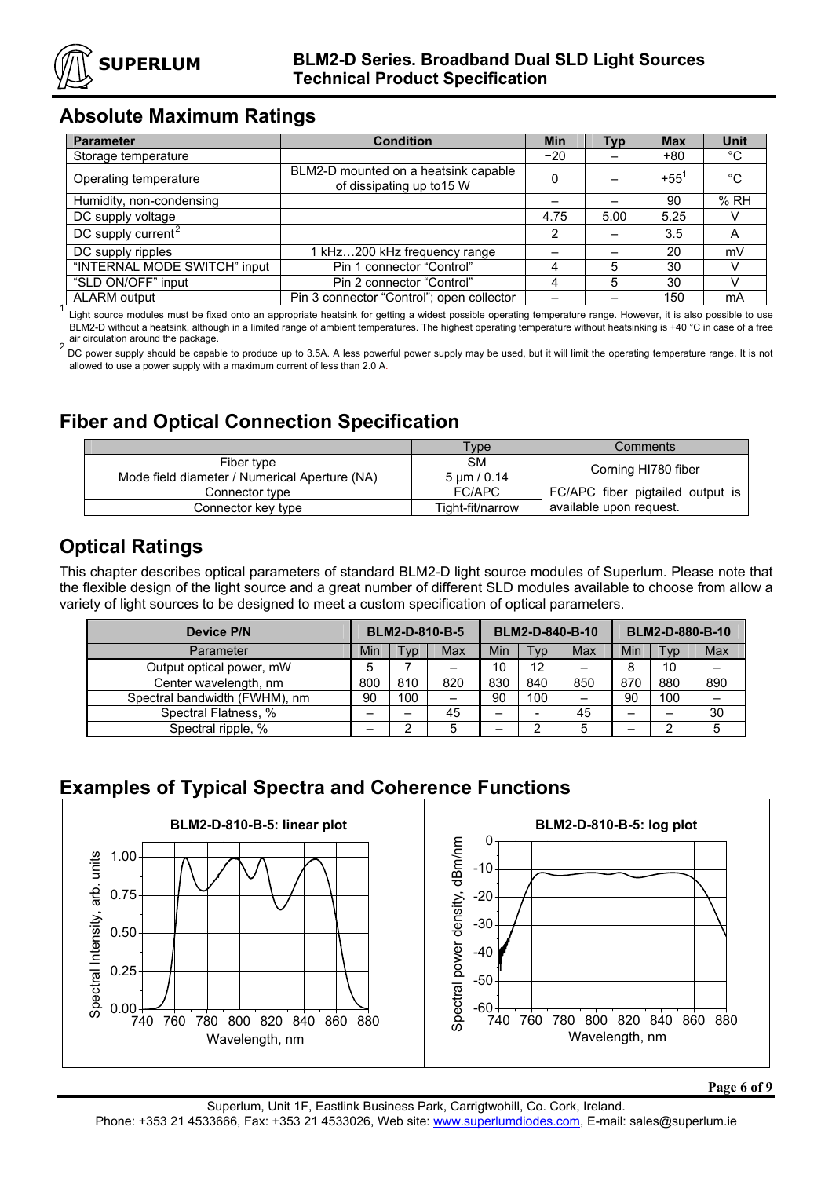## Absolute Maximum Ratings

| Parameter | Condition | Min | Typ | Max | Unit |
|---|---|---|---|---|---|
| Storage temperature | | −20 | – | +80 | °C |
| Operating temperature | BLM2-D mounted on a heatsink capable of dissipating up to15 W | 0 | – | +55[1] | °C |
| Humidity, non-condensing | | – | – | 90 | % RH |
| DC supply voltage | | 4.75 | 5.00 | 5.25 | V |
| DC supply current[2] | | 2 | – | 3.5 | A |
| DC supply ripples | 1 kHz…200 kHz frequency range | – | – | 20 | mV |
| "INTERNAL MODE SWITCH" input | Pin 1 connector "Control" | 4 | 5 | 30 | V |
| "SLD ON/OFF" input | Pin 2 connector "Control" | 4 | 5 | 30 | V |
| ALARM output | Pin 3 connector "Control"; open collector | – | – | 150 | mA |

[1] Light source modules must be fixed onto an appropriate heatsink for getting a widest possible operating temperature range. However, it is also possible to use BLM2-D without a heatsink, although in a limited range of ambient temperatures. The highest operating temperature without heatsinking is +40 °C in case of a free air circulation around the package.

[2] DC power supply should be capable to produce up to 3.5A. A less powerful power supply may be used, but it will limit the operating temperature range. It is not allowed to use a power supply with a maximum current of less than 2.0 A.

## Fiber and Optical Connection Specification

| | Type | Comments |
|---|---|---|
| Fiber type | SM | Corning HI780 fiber |
| Mode field diameter / Numerical Aperture (NA) | 5 µm / 0.14 | |
| Connector type | FC/APC | FC/APC fiber pigtailed output is available upon request. |
| Connector key type | Tight-fit/narrow | |

## Optical Ratings

This chapter describes optical parameters of standard BLM2-D light source modules of Superlum. Please note that the flexible design of the light source and a great number of different SLD modules available to choose from allow a variety of light sources to be designed to meet a custom specification of optical parameters.

| Device P/N | BLM2-D-810-B-5 | | | BLM2-D-840-B-10 | | | BLM2-D-880-B-10 | | |
|---|---|---|---|---|---|---|---|---|---|
| Parameter | Min | Typ | Max | Min | Typ | Max | Min | Typ | Max |
| Output optical power, mW | 5 | 7 | – | 10 | 12 | – | 8 | 10 | – |
| Center wavelength, nm | 800 | 810 | 820 | 830 | 840 | 850 | 870 | 880 | 890 |
| Spectral bandwidth (FWHM), nm | 90 | 100 | – | 90 | 100 | – | 90 | 100 | – |
| Spectral Flatness, % | – | – | 45 | – | - | 45 | – | – | 30 |
| Spectral ripple, % | – | 2 | 5 | – | 2 | 5 | – | 2 | 5 |

## Examples of Typical Spectra and Coherence Functions

**BLM2-D-810-B-5: linear plot**

**BLM2-D-810-B-5: log plot**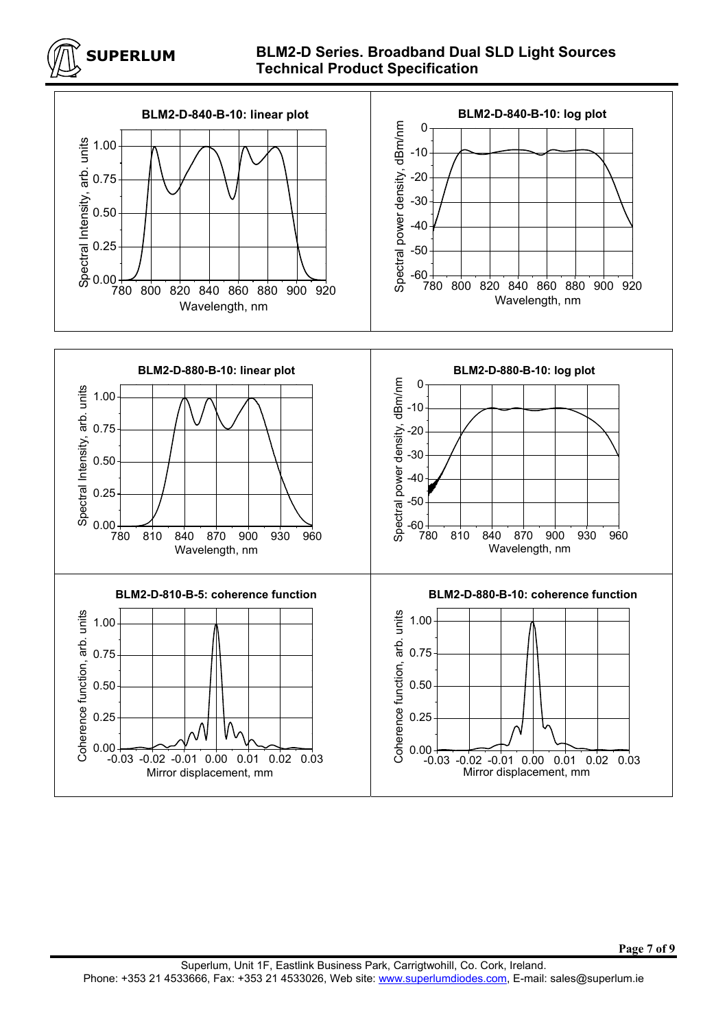**BLM2-D-840-B-10: linear plot**

**BLM2-D-840-B-10: log plot**

**BLM2-D-880-B-10: linear plot**

**BLM2-D-880-B-10: log plot**

**BLM2-D-810-B-5: coherence function**

**BLM2-D-880-B-10: coherence function**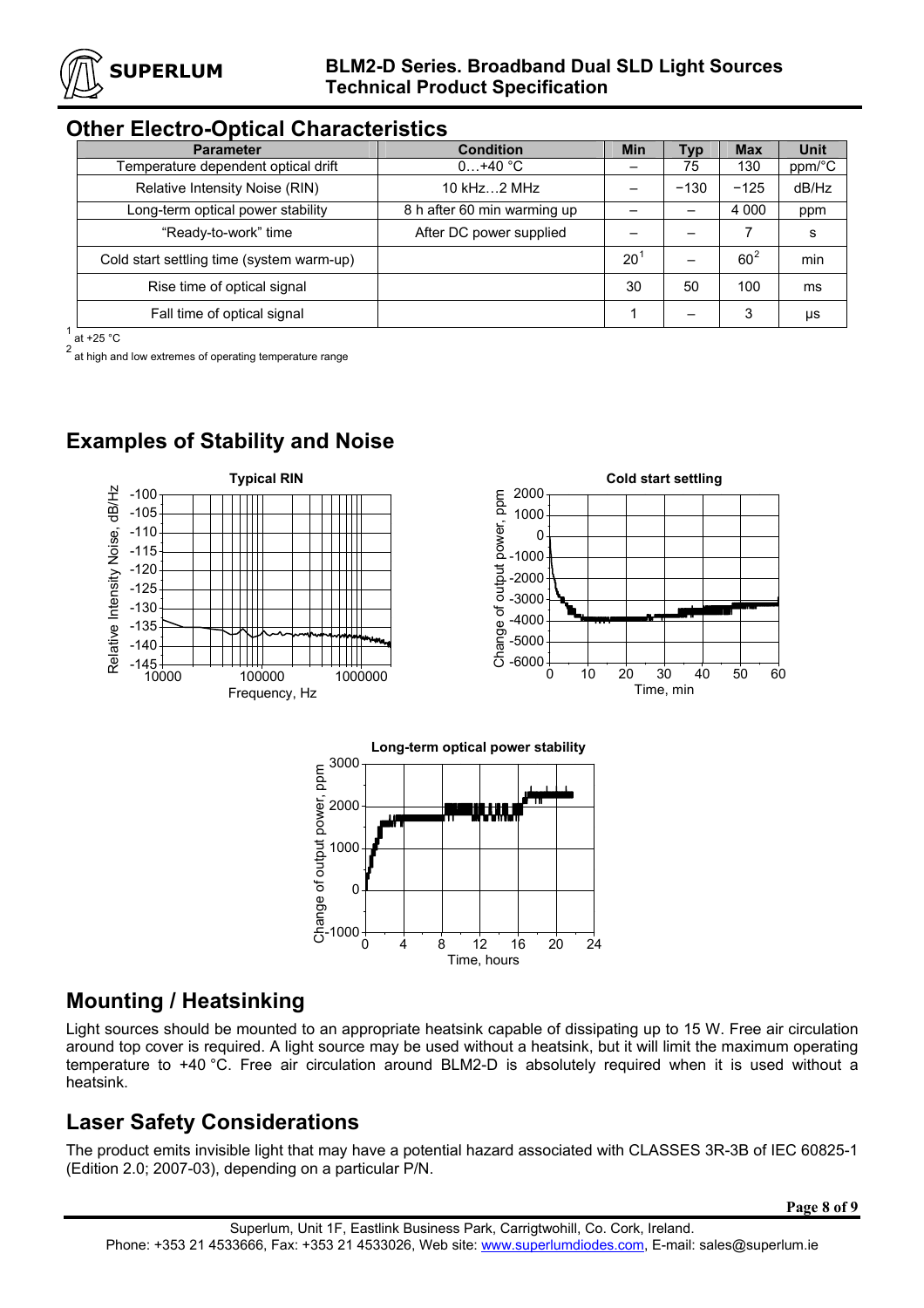## Other Electro-Optical Characteristics

| Parameter | Condition | Min | Typ | Max | Unit |
|---|---|---|---|---|---|
| Temperature dependent optical drift | 0…+40 °C | – | 75 | 130 | ppm/°C |
| Relative Intensity Noise (RIN) | 10 kHz…2 MHz | – | −130 | −125 | dB/Hz |
| Long-term optical power stability | 8 h after 60 min warming up | – | – | 4 000 | ppm |
| “Ready-to-work” time | After DC power supplied | – | – | 7 | s |
| Cold start settling time (system warm-up) | | 20[1] | – | 60[2] | min |
| Rise time of optical signal | | 30 | 50 | 100 | ms |
| Fall time of optical signal | | 1 | – | 3 | μs |

[1] at +25 °C

[2] at high and low extremes of operating temperature range

## Examples of Stability and Noise

Typical RIN

Cold start settling

Long-term optical power stability

## Mounting / Heatsinking

Light sources should be mounted to an appropriate heatsink capable of dissipating up to 15 W. Free air circulation around top cover is required. A light source may be used without a heatsink, but it will limit the maximum operating temperature to +40 °C. Free air circulation around BLM2-D is absolutely required when it is used without a heatsink.

## Laser Safety Considerations

The product emits invisible light that may have a potential hazard associated with CLASSES 3R-3B of IEC 60825-1 (Edition 2.0; 2007-03), depending on a particular P/N.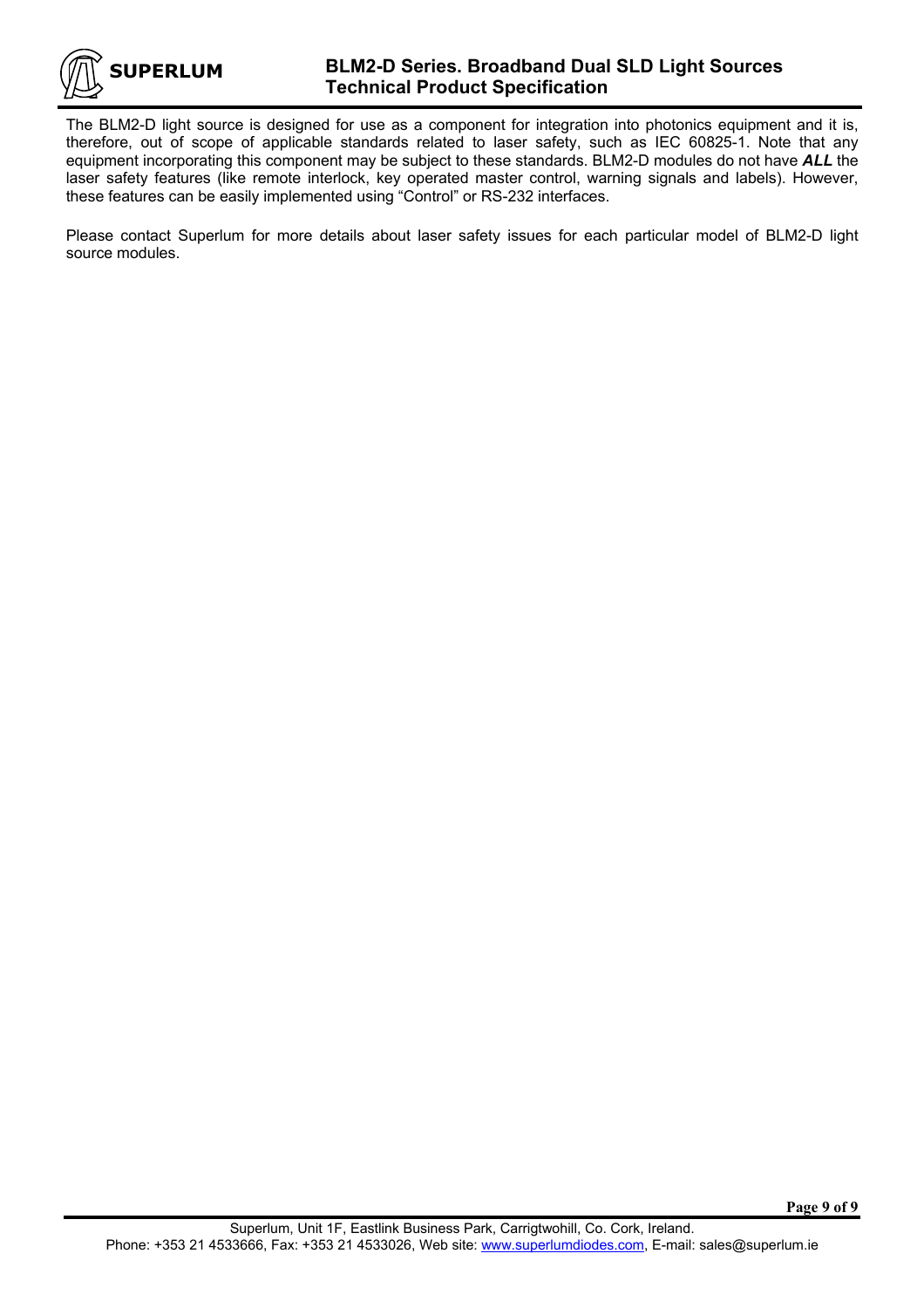The BLM2-D light source is designed for use as a component for integration into photonics equipment and it is, therefore, out of scope of applicable standards related to laser safety, such as IEC 60825-1. Note that any equipment incorporating this component may be subject to these standards. BLM2-D modules do not have ***ALL*** the laser safety features (like remote interlock, key operated master control, warning signals and labels). However, these features can be easily implemented using "Control" or RS-232 interfaces.

Please contact Superlum for more details about laser safety issues for each particular model of BLM2-D light source modules.